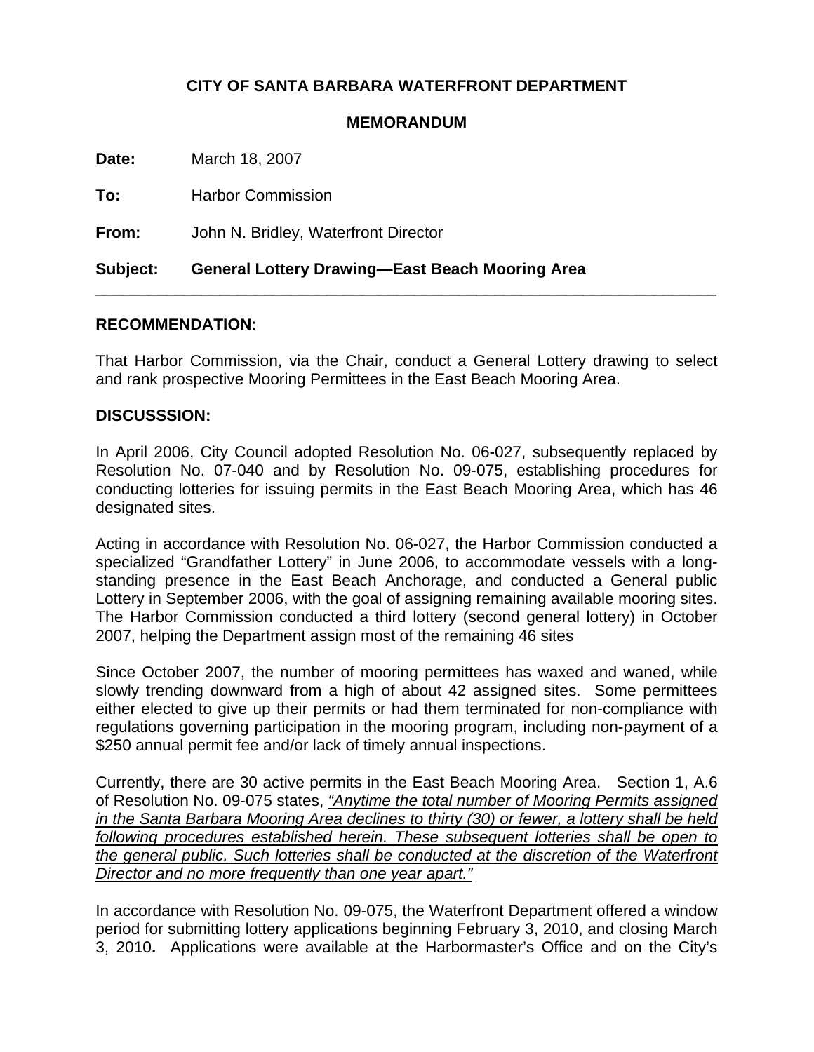**CITY OF SANTA BARBARA WATERFRONT DEPARTMENT**

**MEMORANDUM**

**Date:** March 18, 2007

**To:** Harbor Commission

**From:** John N. Bridley, Waterfront Director

**Subject: General Lottery Drawing—East Beach Mooring Area**

---

**RECOMMENDATION:**

That Harbor Commission, via the Chair, conduct a General Lottery drawing to select and rank prospective Mooring Permittees in the East Beach Mooring Area.

**DISCUSSSION:**

In April 2006, City Council adopted Resolution No. 06-027, subsequently replaced by Resolution No. 07-040 and by Resolution No. 09-075, establishing procedures for conducting lotteries for issuing permits in the East Beach Mooring Area, which has 46 designated sites.

Acting in accordance with Resolution No. 06-027, the Harbor Commission conducted a specialized "Grandfather Lottery" in June 2006, to accommodate vessels with a long-standing presence in the East Beach Anchorage, and conducted a General public Lottery in September 2006, with the goal of assigning remaining available mooring sites. The Harbor Commission conducted a third lottery (second general lottery) in October 2007, helping the Department assign most of the remaining 46 sites

Since October 2007, the number of mooring permittees has waxed and waned, while slowly trending downward from a high of about 42 assigned sites. Some permittees either elected to give up their permits or had them terminated for non-compliance with regulations governing participation in the mooring program, including non-payment of a $250 annual permit fee and/or lack of timely annual inspections.

Currently, there are 30 active permits in the East Beach Mooring Area. Section 1, A.6 of Resolution No. 09-075 states, <u>*"Anytime the total number of Mooring Permits assigned in the Santa Barbara Mooring Area declines to thirty (30) or fewer, a lottery shall be held following procedures established herein. These subsequent lotteries shall be open to the general public. Such lotteries shall be conducted at the discretion of the Waterfront Director and no more frequently than one year apart."*</u>

In accordance with Resolution No. 09-075, the Waterfront Department offered a window period for submitting lottery applications beginning February 3, 2010, and closing March 3, 2010**.** Applications were available at the Harbormaster's Office and on the City's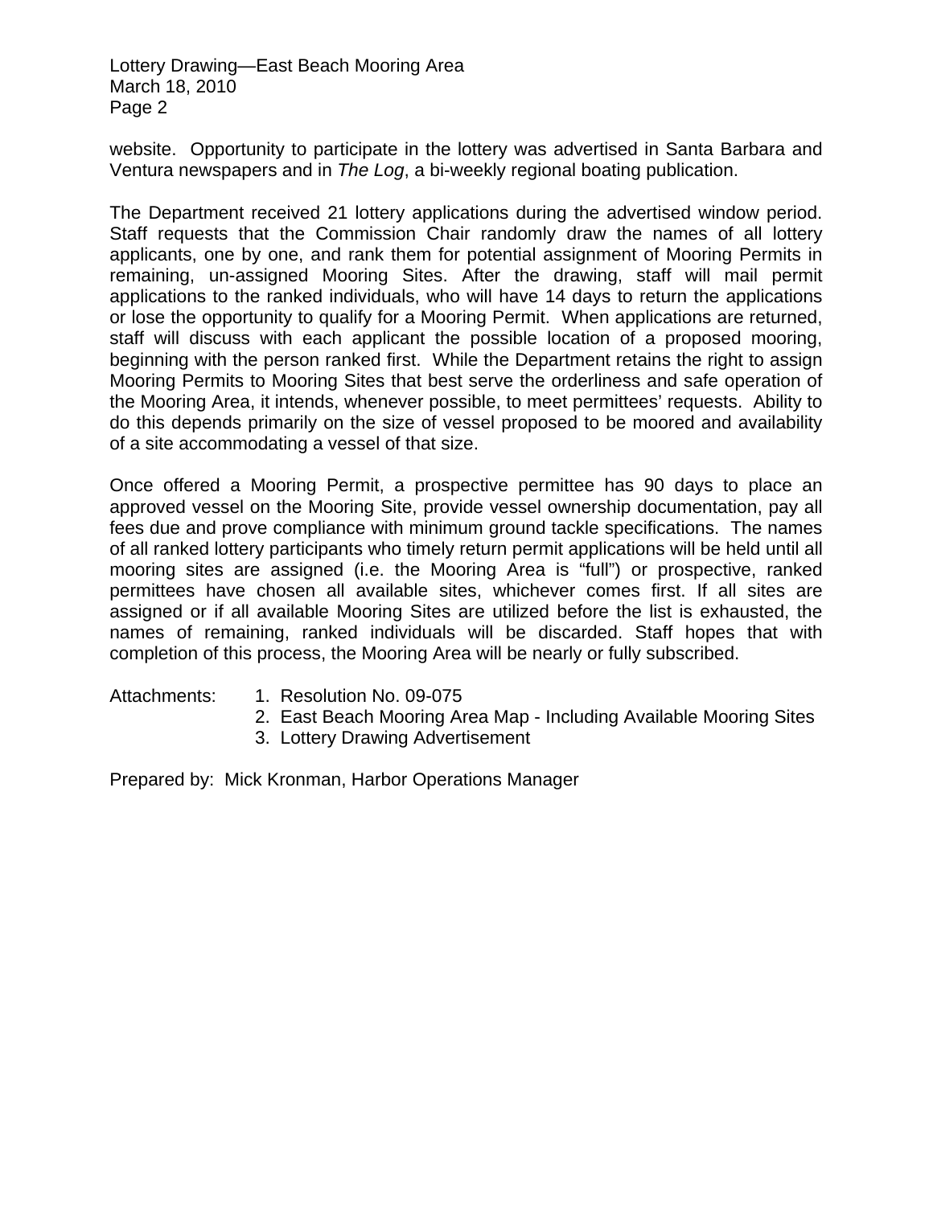website. Opportunity to participate in the lottery was advertised in Santa Barbara and Ventura newspapers and in *The Log*, a bi-weekly regional boating publication.

The Department received 21 lottery applications during the advertised window period. Staff requests that the Commission Chair randomly draw the names of all lottery applicants, one by one, and rank them for potential assignment of Mooring Permits in remaining, un-assigned Mooring Sites. After the drawing, staff will mail permit applications to the ranked individuals, who will have 14 days to return the applications or lose the opportunity to qualify for a Mooring Permit. When applications are returned, staff will discuss with each applicant the possible location of a proposed mooring, beginning with the person ranked first. While the Department retains the right to assign Mooring Permits to Mooring Sites that best serve the orderliness and safe operation of the Mooring Area, it intends, whenever possible, to meet permittees' requests. Ability to do this depends primarily on the size of vessel proposed to be moored and availability of a site accommodating a vessel of that size.

Once offered a Mooring Permit, a prospective permittee has 90 days to place an approved vessel on the Mooring Site, provide vessel ownership documentation, pay all fees due and prove compliance with minimum ground tackle specifications. The names of all ranked lottery participants who timely return permit applications will be held until all mooring sites are assigned (i.e. the Mooring Area is "full") or prospective, ranked permittees have chosen all available sites, whichever comes first. If all sites are assigned or if all available Mooring Sites are utilized before the list is exhausted, the names of remaining, ranked individuals will be discarded. Staff hopes that with completion of this process, the Mooring Area will be nearly or fully subscribed.

Attachments:
1. Resolution No. 09-075
2. East Beach Mooring Area Map - Including Available Mooring Sites
3. Lottery Drawing Advertisement

Prepared by: Mick Kronman, Harbor Operations Manager